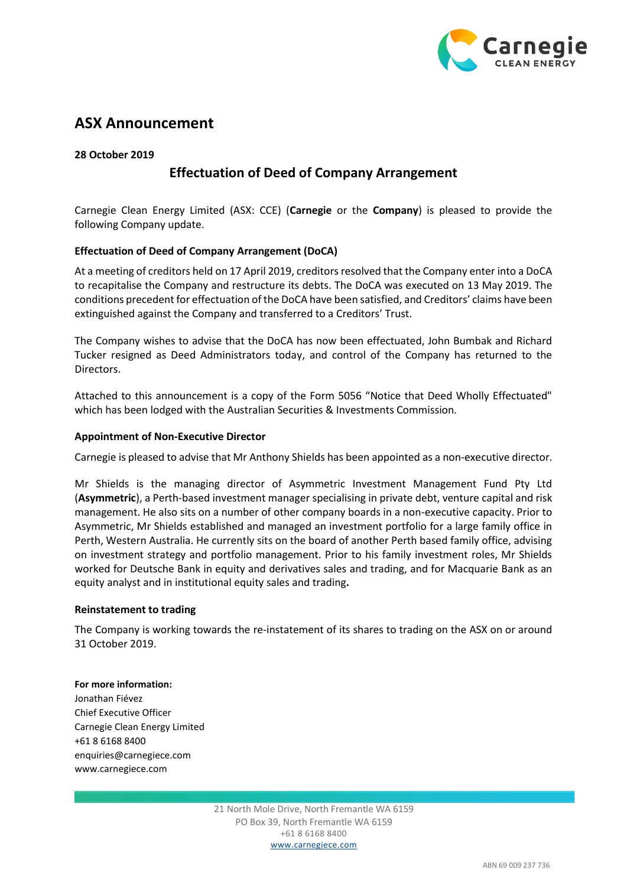# ASX Announcement

**28 October 2019**

## Effectuation of Deed of Company Arrangement

Carnegie Clean Energy Limited (ASX: CCE) (**Carnegie** or the **Company**) is pleased to provide the following Company update.

### Effectuation of Deed of Company Arrangement (DoCA)

At a meeting of creditors held on 17 April 2019, creditors resolved that the Company enter into a DoCA to recapitalise the Company and restructure its debts. The DoCA was executed on 13 May 2019. The conditions precedent for effectuation of the DoCA have been satisfied, and Creditors' claims have been extinguished against the Company and transferred to a Creditors' Trust.

The Company wishes to advise that the DoCA has now been effectuated, John Bumbak and Richard Tucker resigned as Deed Administrators today, and control of the Company has returned to the Directors.

Attached to this announcement is a copy of the Form 5056 "Notice that Deed Wholly Effectuated" which has been lodged with the Australian Securities & Investments Commission.

### Appointment of Non-Executive Director

Carnegie is pleased to advise that Mr Anthony Shields has been appointed as a non-executive director.

Mr Shields is the managing director of Asymmetric Investment Management Fund Pty Ltd (**Asymmetric**), a Perth-based investment manager specialising in private debt, venture capital and risk management. He also sits on a number of other company boards in a non-executive capacity. Prior to Asymmetric, Mr Shields established and managed an investment portfolio for a large family office in Perth, Western Australia. He currently sits on the board of another Perth based family office, advising on investment strategy and portfolio management. Prior to his family investment roles, Mr Shields worked for Deutsche Bank in equity and derivatives sales and trading, and for Macquarie Bank as an equity analyst and in institutional equity sales and trading.

### Reinstatement to trading

The Company is working towards the re-instatement of its shares to trading on the ASX on or around 31 October 2019.

**For more information:**
Jonathan Fiévez
Chief Executive Officer
Carnegie Clean Energy Limited
+61 8 6168 8400
enquiries@carnegiece.com
www.carnegiece.com

21 North Mole Drive, North Fremantle WA 6159
PO Box 39, North Fremantle WA 6159
+61 8 6168 8400
www.carnegiece.com

ABN 69 009 237 736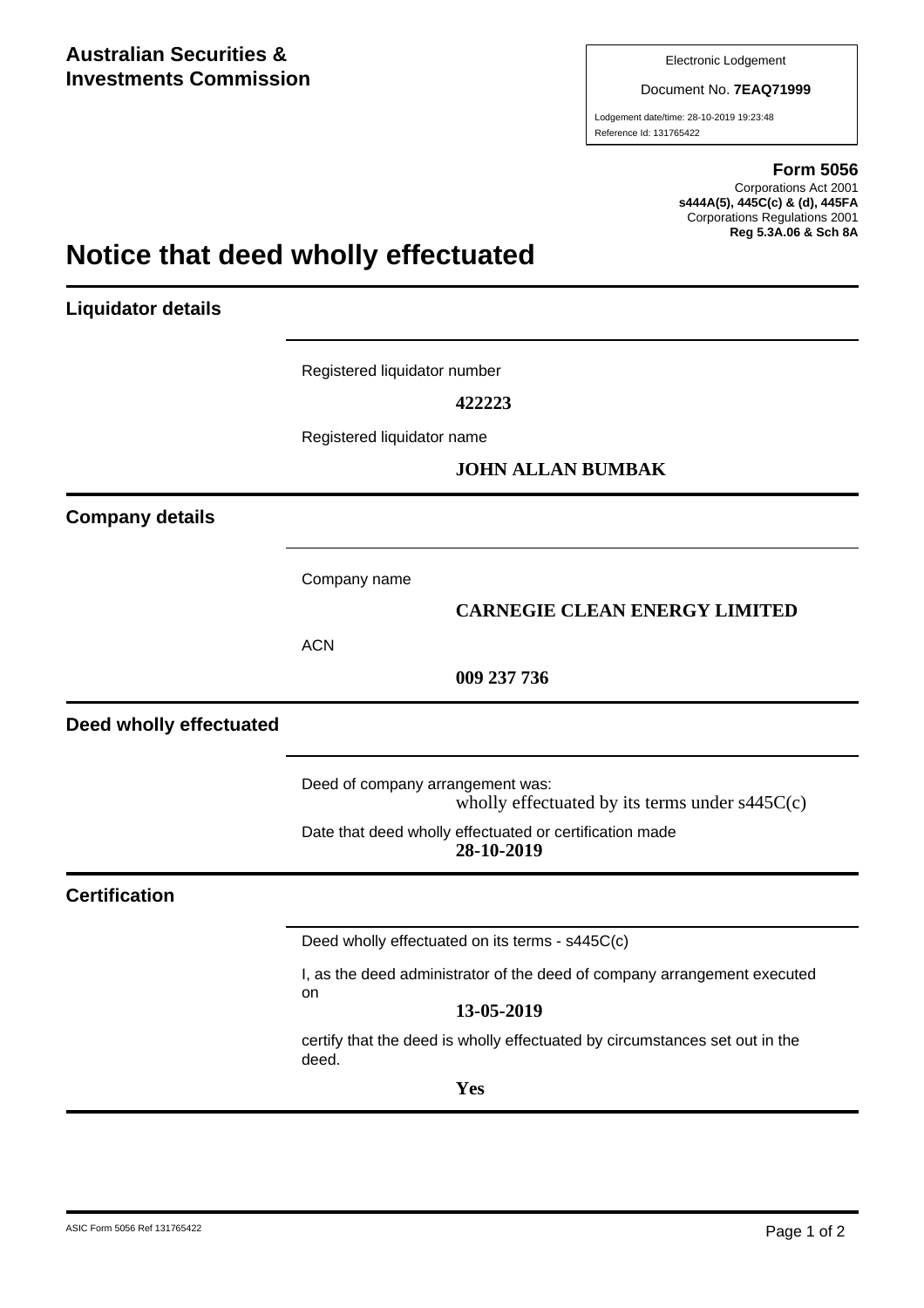**Australian Securities & Investments Commission**

Electronic Lodgement

Document No. **7EAQ71999**

Lodgement date/time: 28-10-2019 19:23:48

Reference Id: 131765422

**Form 5056**
Corporations Act 2001
**s444A(5), 445C(c) & (d), 445FA**
Corporations Regulations 2001
**Reg 5.3A.06 & Sch 8A**

# Notice that deed wholly effectuated

## Liquidator details

Registered liquidator number

**422223**

Registered liquidator name

**JOHN ALLAN BUMBAK**

## Company details

Company name

**CARNEGIE CLEAN ENERGY LIMITED**

ACN

**009 237 736**

## Deed wholly effectuated

Deed of company arrangement was:
wholly effectuated by its terms under s445C(c)

Date that deed wholly effectuated or certification made
**28-10-2019**

## Certification

Deed wholly effectuated on its terms - s445C(c)

I, as the deed administrator of the deed of company arrangement executed on

**13-05-2019**

certify that the deed is wholly effectuated by circumstances set out in the deed.

**Yes**

ASIC Form 5056 Ref 131765422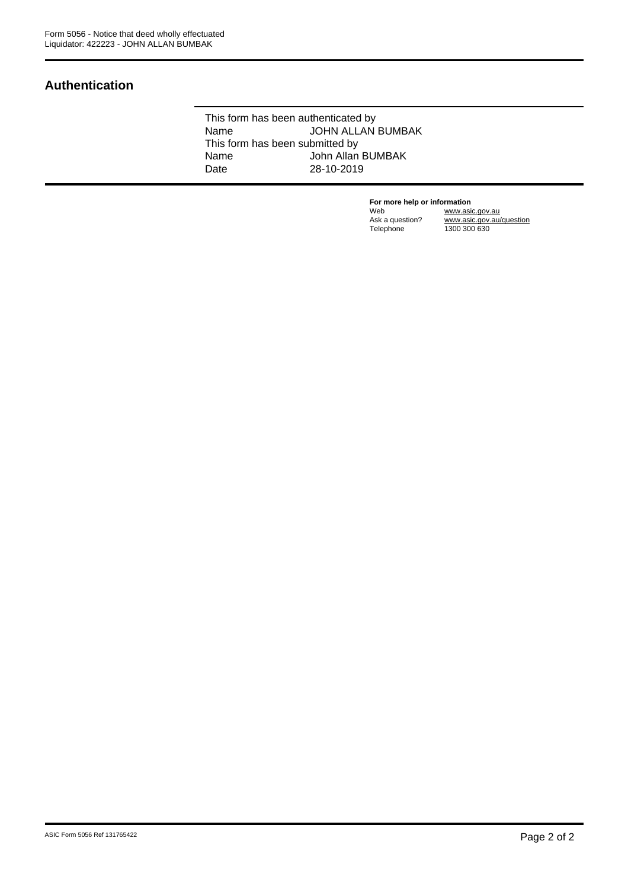## Authentication

This form has been authenticated by

Name JOHN ALLAN BUMBAK

This form has been submitted by

Name John Allan BUMBAK

Date 28-10-2019

**For more help or information**

Web www.asic.gov.au

Ask a question? www.asic.gov.au/question

Telephone 1300 300 630